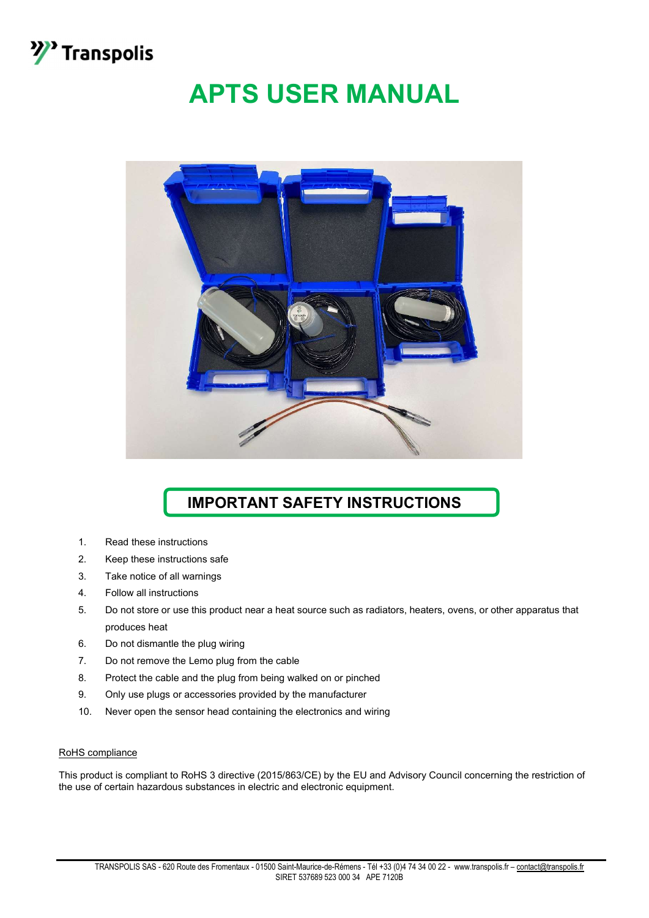Transpolis

# APTS USER MANUAL

## IMPORTANT SAFETY INSTRUCTIONS

1. Read these instructions
2. Keep these instructions safe
3. Take notice of all warnings
4. Follow all instructions
5. Do not store or use this product near a heat source such as radiators, heaters, ovens, or other apparatus that produces heat
6. Do not dismantle the plug wiring
7. Do not remove the Lemo plug from the cable
8. Protect the cable and the plug from being walked on or pinched
9. Only use plugs or accessories provided by the manufacturer
10. Never open the sensor head containing the electronics and wiring

RoHS compliance

This product is compliant to RoHS 3 directive (2015/863/CE) by the EU and Advisory Council concerning the restriction of the use of certain hazardous substances in electric and electronic equipment.

TRANSPOLIS SAS - 620 Route des Fromentaux - 01500 Saint-Maurice-de-Rémens - Tél +33 (0)4 74 34 00 22 - www.transpolis.fr – contact@transpolis.fr
SIRET 537689 523 000 34 APE 7120B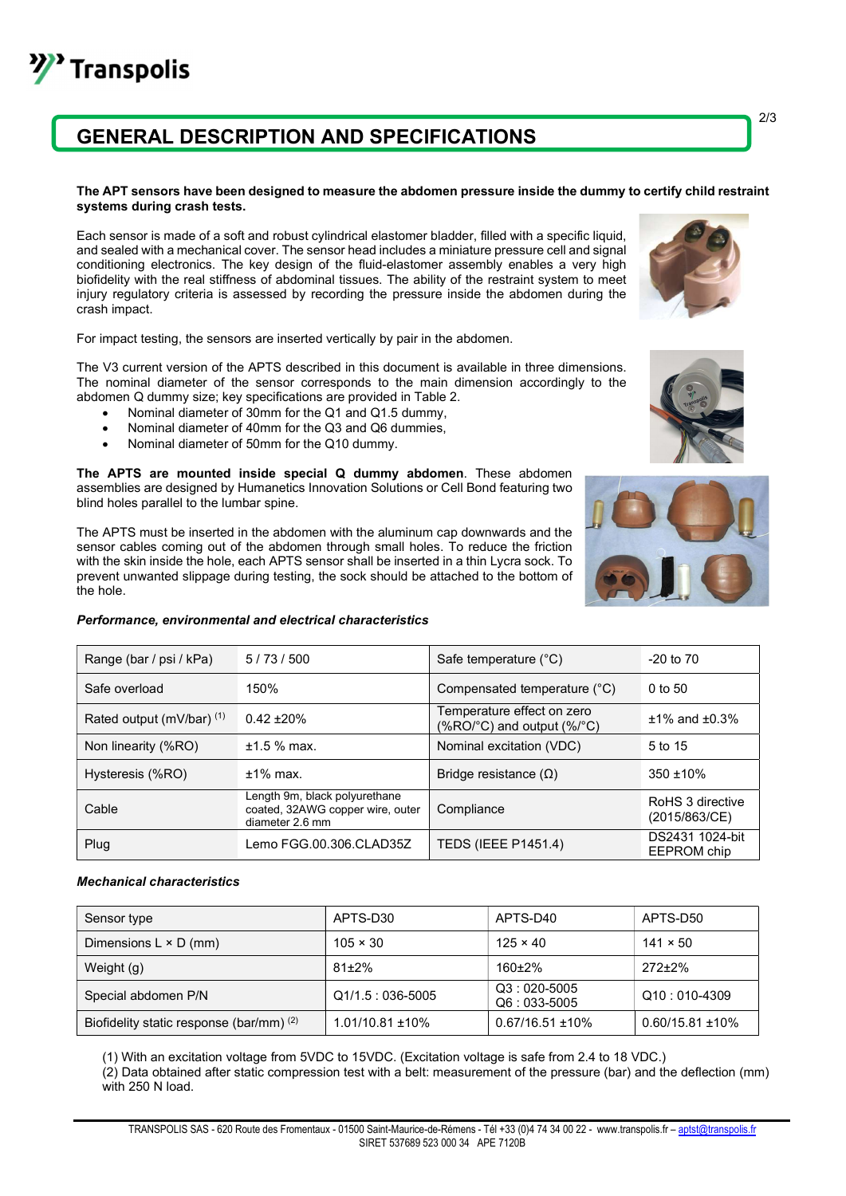## GENERAL DESCRIPTION AND SPECIFICATIONS

**The APT sensors have been designed to measure the abdomen pressure inside the dummy to certify child restraint systems during crash tests.**

Each sensor is made of a soft and robust cylindrical elastomer bladder, filled with a specific liquid, and sealed with a mechanical cover. The sensor head includes a miniature pressure cell and signal conditioning electronics. The key design of the fluid-elastomer assembly enables a very high biofidelity with the real stiffness of abdominal tissues. The ability of the restraint system to meet injury regulatory criteria is assessed by recording the pressure inside the abdomen during the crash impact.

For impact testing, the sensors are inserted vertically by pair in the abdomen.

The V3 current version of the APTS described in this document is available in three dimensions. The nominal diameter of the sensor corresponds to the main dimension accordingly to the abdomen Q dummy size; key specifications are provided in Table 2.

- Nominal diameter of 30mm for the Q1 and Q1.5 dummy,
- Nominal diameter of 40mm for the Q3 and Q6 dummies,
- Nominal diameter of 50mm for the Q10 dummy.

**The APTS are mounted inside special Q dummy abdomen**. These abdomen assemblies are designed by Humanetics Innovation Solutions or Cell Bond featuring two blind holes parallel to the lumbar spine.

The APTS must be inserted in the abdomen with the aluminum cap downwards and the sensor cables coming out of the abdomen through small holes. To reduce the friction with the skin inside the hole, each APTS sensor shall be inserted in a thin Lycra sock. To prevent unwanted slippage during testing, the sock should be attached to the bottom of the hole.

***Performance, environmental and electrical characteristics***

| Range (bar / psi / kPa) | 5 / 73 / 500 | Safe temperature (°C) | -20 to 70 |
|---|---|---|---|
| Safe overload | 150% | Compensated temperature (°C) | 0 to 50 |
| Rated output (mV/bar) (1) | 0.42 ±20% | Temperature effect on zero (%RO/°C) and output (%/°C) | ±1% and ±0.3% |
| Non linearity (%RO) | ±1.5 % max. | Nominal excitation (VDC) | 5 to 15 |
| Hysteresis (%RO) | ±1% max. | Bridge resistance (Ω) | 350 ±10% |
| Cable | Length 9m, black polyurethane coated, 32AWG copper wire, outer diameter 2.6 mm | Compliance | RoHS 3 directive (2015/863/CE) |
| Plug | Lemo FGG.00.306.CLAD35Z | TEDS (IEEE P1451.4) | DS2431 1024-bit EEPROM chip |

***Mechanical characteristics***

| Sensor type | APTS-D30 | APTS-D40 | APTS-D50 |
|---|---|---|---|
| Dimensions L × D (mm) | 105 × 30 | 125 × 40 | 141 × 50 |
| Weight (g) | 81±2% | 160±2% | 272±2% |
| Special abdomen P/N | Q1/1.5 : 036-5005 | Q3 : 020-5005<br>Q6 : 033-5005 | Q10 : 010-4309 |
| Biofidelity static response (bar/mm) (2) | 1.01/10.81 ±10% | 0.67/16.51 ±10% | 0.60/15.81 ±10% |

(1) With an excitation voltage from 5VDC to 15VDC. (Excitation voltage is safe from 2.4 to 18 VDC.)
(2) Data obtained after static compression test with a belt: measurement of the pressure (bar) and the deflection (mm) with 250 N load.

TRANSPOLIS SAS - 620 Route des Fromentaux - 01500 Saint-Maurice-de-Rémens - Tél +33 (0)4 74 34 00 22 - www.transpolis.fr – aptst@transpolis.fr
SIRET 537689 523 000 34 APE 7120B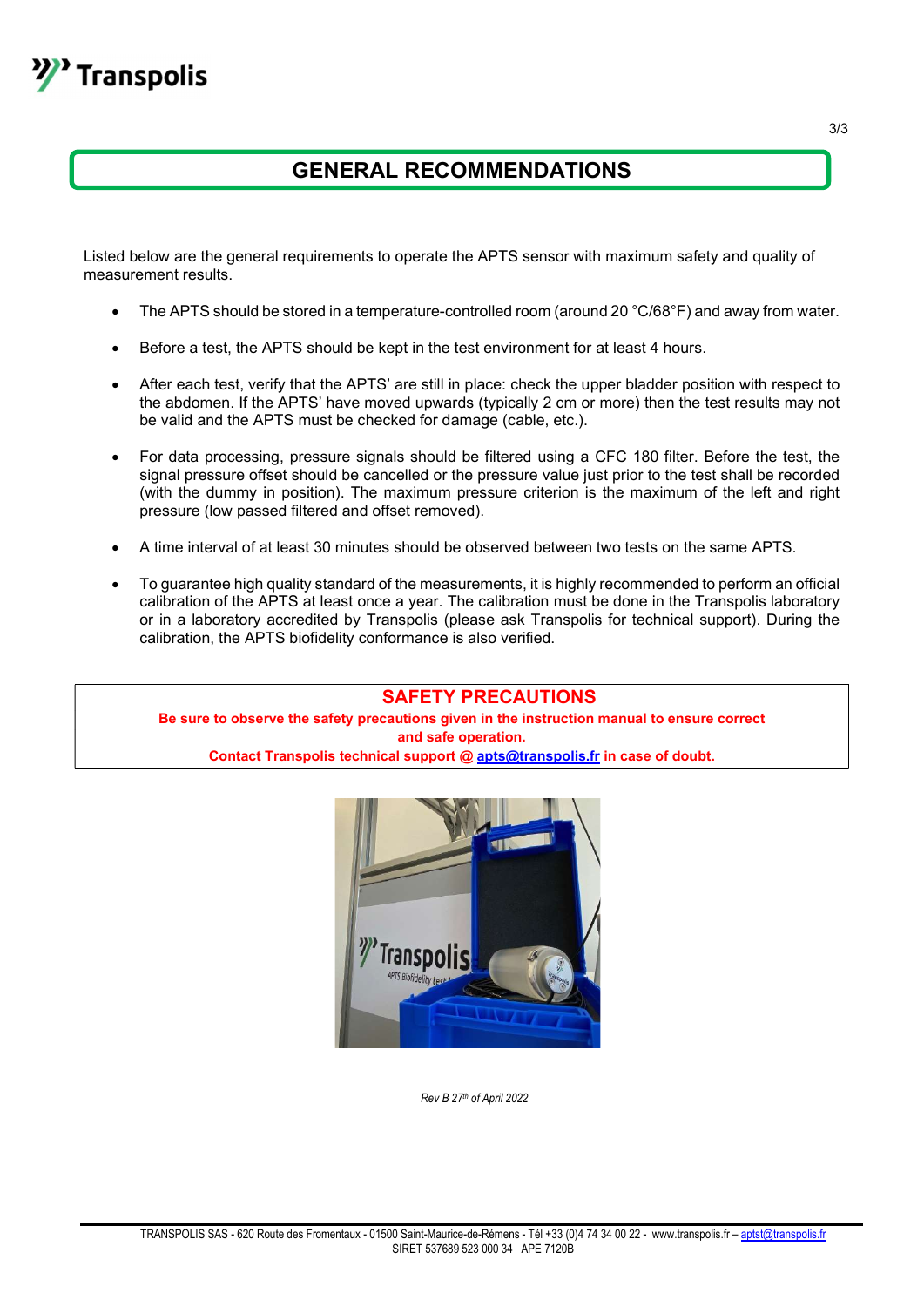# GENERAL RECOMMENDATIONS

Listed below are the general requirements to operate the APTS sensor with maximum safety and quality of measurement results.

- The APTS should be stored in a temperature-controlled room (around 20 °C/68°F) and away from water.
- Before a test, the APTS should be kept in the test environment for at least 4 hours.
- After each test, verify that the APTS' are still in place: check the upper bladder position with respect to the abdomen. If the APTS' have moved upwards (typically 2 cm or more) then the test results may not be valid and the APTS must be checked for damage (cable, etc.).
- For data processing, pressure signals should be filtered using a CFC 180 filter. Before the test, the signal pressure offset should be cancelled or the pressure value just prior to the test shall be recorded (with the dummy in position). The maximum pressure criterion is the maximum of the left and right pressure (low passed filtered and offset removed).
- A time interval of at least 30 minutes should be observed between two tests on the same APTS.
- To guarantee high quality standard of the measurements, it is highly recommended to perform an official calibration of the APTS at least once a year. The calibration must be done in the Transpolis laboratory or in a laboratory accredited by Transpolis (please ask Transpolis for technical support). During the calibration, the APTS biofidelity conformance is also verified.

## SAFETY PRECAUTIONS

**Be sure to observe the safety precautions given in the instruction manual to ensure correct and safe operation.**
**Contact Transpolis technical support @ apts@transpolis.fr in case of doubt.**

*Rev B 27th of April 2022*

TRANSPOLIS SAS - 620 Route des Fromentaux - 01500 Saint-Maurice-de-Rémens - Tél +33 (0)4 74 34 00 22 - www.transpolis.fr – aptst@transpolis.fr
SIRET 537689 523 000 34 APE 7120B